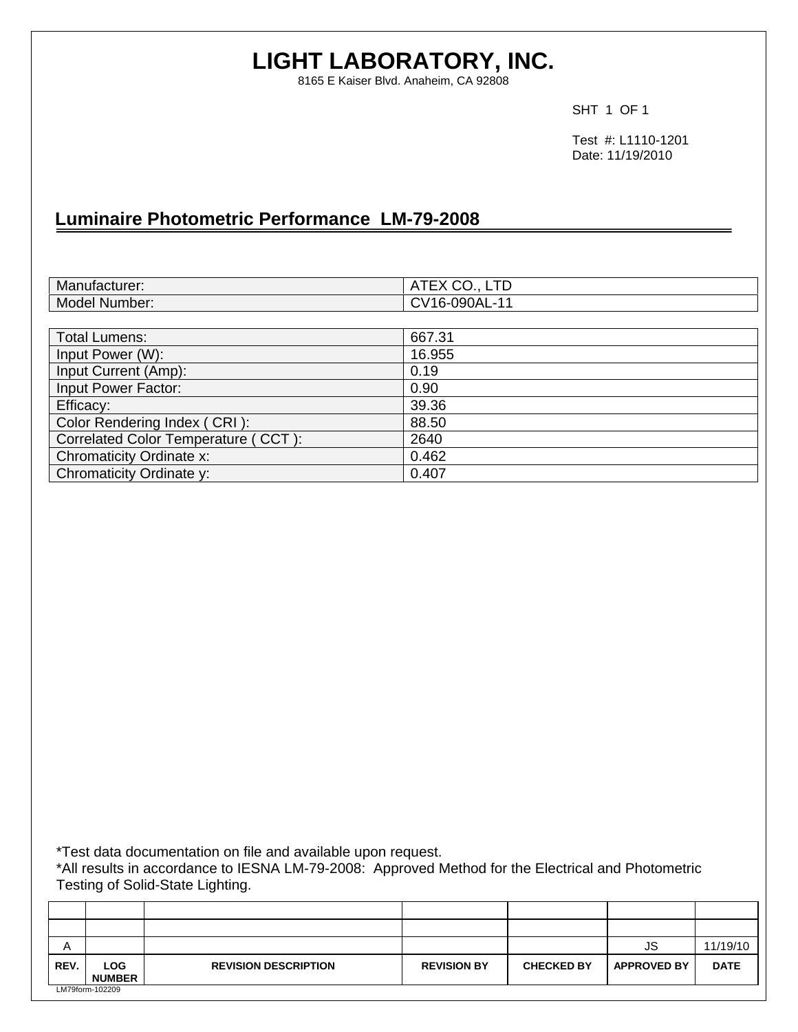# LIGHT LABORATORY, INC.

8165 E Kaiser Blvd. Anaheim, CA 92808

SHT 1 OF 1

Test #: L1110-1201
Date: 11/19/2010

## Luminaire Photometric Performance LM-79-2008

| | |
|---|---|
| Manufacturer: | ATEX CO., LTD |
| Model Number: | CV16-090AL-11 |

| | |
|---|---|
| Total Lumens: | 667.31 |
| Input Power (W): | 16.955 |
| Input Current (Amp): | 0.19 |
| Input Power Factor: | 0.90 |
| Efficacy: | 39.36 |
| Color Rendering Index ( CRI ): | 88.50 |
| Correlated Color Temperature ( CCT ): | 2640 |
| Chromaticity Ordinate x: | 0.462 |
| Chromaticity Ordinate y: | 0.407 |

*Test data documentation on file and available upon request.
*All results in accordance to IESNA LM-79-2008: Approved Method for the Electrical and Photometric Testing of Solid-State Lighting.

| REV. | LOG NUMBER | REVISION DESCRIPTION | REVISION BY | CHECKED BY | APPROVED BY | DATE |
|---|---|---|---|---|---|---|
| | | | | | | |
| | | | | | | |
| A | | | | | JS | 11/19/10 |

LM79form-102209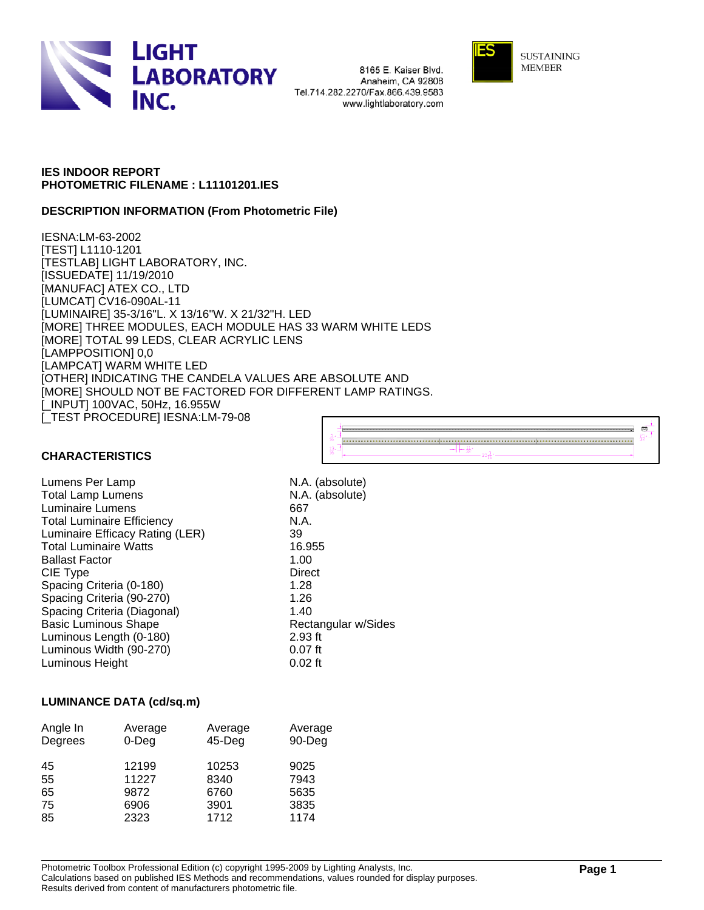**IES INDOOR REPORT**
**PHOTOMETRIC FILENAME : L11101201.IES**

**DESCRIPTION INFORMATION (From Photometric File)**

IESNA:LM-63-2002
[TEST] L1110-1201
[TESTLAB] LIGHT LABORATORY, INC.
[ISSUEDATE] 11/19/2010
[MANUFAC] ATEX CO., LTD
[LUMCAT] CV16-090AL-11
[LUMINAIRE] 35-3/16"L. X 13/16"W. X 21/32"H. LED
[MORE] THREE MODULES, EACH MODULE HAS 33 WARM WHITE LEDS
[MORE] TOTAL 99 LEDS, CLEAR ACRYLIC LENS
[LAMPPOSITION] 0,0
[LAMPCAT] WARM WHITE LED
[OTHER] INDICATING THE CANDELA VALUES ARE ABSOLUTE AND
[MORE] SHOULD NOT BE FACTORED FOR DIFFERENT LAMP RATINGS.
[_INPUT] 100VAC, 50Hz, 16.955W
[_TEST PROCEDURE] IESNA:LM-79-08

**CHARACTERISTICS**

| | |
|---|---|
| Lumens Per Lamp | N.A. (absolute) |
| Total Lamp Lumens | N.A. (absolute) |
| Luminaire Lumens | 667 |
| Total Luminaire Efficiency | N.A. |
| Luminaire Efficacy Rating (LER) | 39 |
| Total Luminaire Watts | 16.955 |
| Ballast Factor | 1.00 |
| CIE Type | Direct |
| Spacing Criteria (0-180) | 1.28 |
| Spacing Criteria (90-270) | 1.26 |
| Spacing Criteria (Diagonal) | 1.40 |
| Basic Luminous Shape | Rectangular w/Sides |
| Luminous Length (0-180) | 2.93 ft |
| Luminous Width (90-270) | 0.07 ft |
| Luminous Height | 0.02 ft |

**LUMINANCE DATA (cd/sq.m)**

| Angle In Degrees | Average 0-Deg | Average 45-Deg | Average 90-Deg |
|---|---|---|---|
| 45 | 12199 | 10253 | 9025 |
| 55 | 11227 | 8340 | 7943 |
| 65 | 9872 | 6760 | 5635 |
| 75 | 6906 | 3901 | 3835 |
| 85 | 2323 | 1712 | 1174 |

Photometric Toolbox Professional Edition (c) copyright 1995-2009 by Lighting Analysts, Inc.
Calculations based on published IES Methods and recommendations, values rounded for display purposes.
Results derived from content of manufacturers photometric file.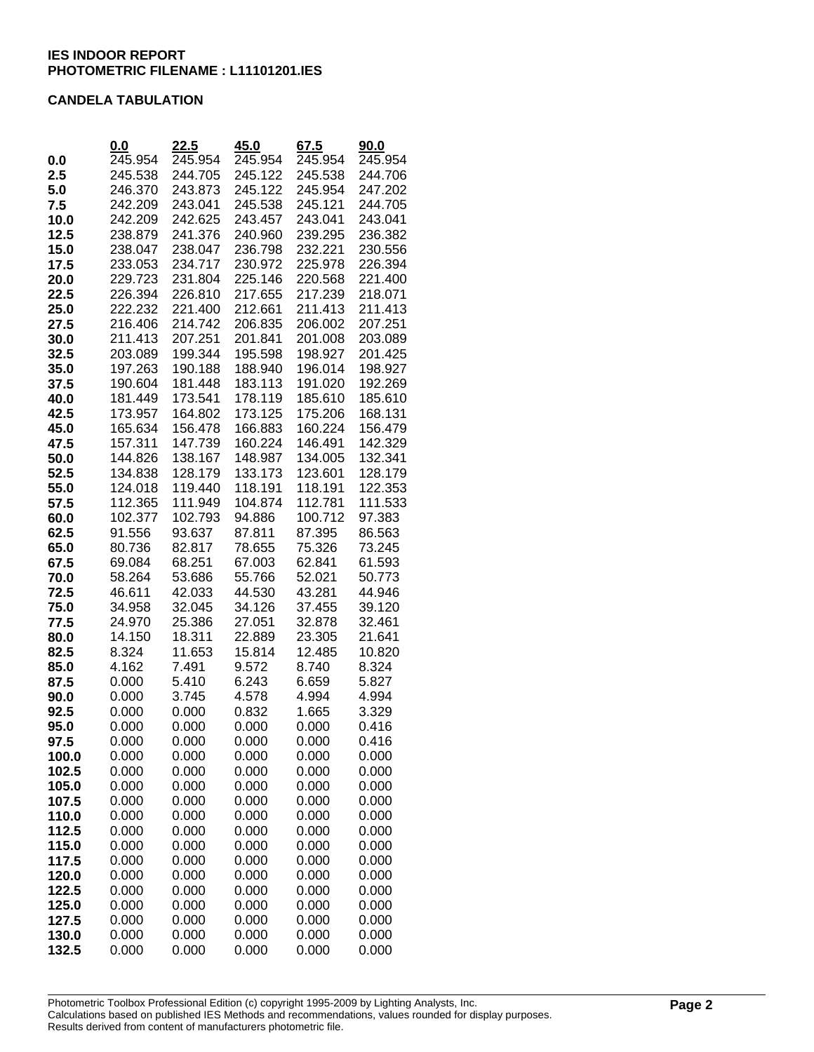**IES INDOOR REPORT**
**PHOTOMETRIC FILENAME : L11101201.IES**

**CANDELA TABULATION**

| | 0.0 | 22.5 | 45.0 | 67.5 | 90.0 |
|---|---|---|---|---|---|
| **0.0** | 245.954 | 245.954 | 245.954 | 245.954 | 245.954 |
| **2.5** | 245.538 | 244.705 | 245.122 | 245.538 | 244.706 |
| **5.0** | 246.370 | 243.873 | 245.122 | 245.954 | 247.202 |
| **7.5** | 242.209 | 243.041 | 245.538 | 245.121 | 244.705 |
| **10.0** | 242.209 | 242.625 | 243.457 | 243.041 | 243.041 |
| **12.5** | 238.879 | 241.376 | 240.960 | 239.295 | 236.382 |
| **15.0** | 238.047 | 238.047 | 236.798 | 232.221 | 230.556 |
| **17.5** | 233.053 | 234.717 | 230.972 | 225.978 | 226.394 |
| **20.0** | 229.723 | 231.804 | 225.146 | 220.568 | 221.400 |
| **22.5** | 226.394 | 226.810 | 217.655 | 217.239 | 218.071 |
| **25.0** | 222.232 | 221.400 | 212.661 | 211.413 | 211.413 |
| **27.5** | 216.406 | 214.742 | 206.835 | 206.002 | 207.251 |
| **30.0** | 211.413 | 207.251 | 201.841 | 201.008 | 203.089 |
| **32.5** | 203.089 | 199.344 | 195.598 | 198.927 | 201.425 |
| **35.0** | 197.263 | 190.188 | 188.940 | 196.014 | 198.927 |
| **37.5** | 190.604 | 181.448 | 183.113 | 191.020 | 192.269 |
| **40.0** | 181.449 | 173.541 | 178.119 | 185.610 | 185.610 |
| **42.5** | 173.957 | 164.802 | 173.125 | 175.206 | 168.131 |
| **45.0** | 165.634 | 156.478 | 166.883 | 160.224 | 156.479 |
| **47.5** | 157.311 | 147.739 | 160.224 | 146.491 | 142.329 |
| **50.0** | 144.826 | 138.167 | 148.987 | 134.005 | 132.341 |
| **52.5** | 134.838 | 128.179 | 133.173 | 123.601 | 128.179 |
| **55.0** | 124.018 | 119.440 | 118.191 | 118.191 | 122.353 |
| **57.5** | 112.365 | 111.949 | 104.874 | 112.781 | 111.533 |
| **60.0** | 102.377 | 102.793 | 94.886 | 100.712 | 97.383 |
| **62.5** | 91.556 | 93.637 | 87.811 | 87.395 | 86.563 |
| **65.0** | 80.736 | 82.817 | 78.655 | 75.326 | 73.245 |
| **67.5** | 69.084 | 68.251 | 67.003 | 62.841 | 61.593 |
| **70.0** | 58.264 | 53.686 | 55.766 | 52.021 | 50.773 |
| **72.5** | 46.611 | 42.033 | 44.530 | 43.281 | 44.946 |
| **75.0** | 34.958 | 32.045 | 34.126 | 37.455 | 39.120 |
| **77.5** | 24.970 | 25.386 | 27.051 | 32.878 | 32.461 |
| **80.0** | 14.150 | 18.311 | 22.889 | 23.305 | 21.641 |
| **82.5** | 8.324 | 11.653 | 15.814 | 12.485 | 10.820 |
| **85.0** | 4.162 | 7.491 | 9.572 | 8.740 | 8.324 |
| **87.5** | 0.000 | 5.410 | 6.243 | 6.659 | 5.827 |
| **90.0** | 0.000 | 3.745 | 4.578 | 4.994 | 4.994 |
| **92.5** | 0.000 | 0.000 | 0.832 | 1.665 | 3.329 |
| **95.0** | 0.000 | 0.000 | 0.000 | 0.000 | 0.416 |
| **97.5** | 0.000 | 0.000 | 0.000 | 0.000 | 0.416 |
| **100.0** | 0.000 | 0.000 | 0.000 | 0.000 | 0.000 |
| **102.5** | 0.000 | 0.000 | 0.000 | 0.000 | 0.000 |
| **105.0** | 0.000 | 0.000 | 0.000 | 0.000 | 0.000 |
| **107.5** | 0.000 | 0.000 | 0.000 | 0.000 | 0.000 |
| **110.0** | 0.000 | 0.000 | 0.000 | 0.000 | 0.000 |
| **112.5** | 0.000 | 0.000 | 0.000 | 0.000 | 0.000 |
| **115.0** | 0.000 | 0.000 | 0.000 | 0.000 | 0.000 |
| **117.5** | 0.000 | 0.000 | 0.000 | 0.000 | 0.000 |
| **120.0** | 0.000 | 0.000 | 0.000 | 0.000 | 0.000 |
| **122.5** | 0.000 | 0.000 | 0.000 | 0.000 | 0.000 |
| **125.0** | 0.000 | 0.000 | 0.000 | 0.000 | 0.000 |
| **127.5** | 0.000 | 0.000 | 0.000 | 0.000 | 0.000 |
| **130.0** | 0.000 | 0.000 | 0.000 | 0.000 | 0.000 |
| **132.5** | 0.000 | 0.000 | 0.000 | 0.000 | 0.000 |

Photometric Toolbox Professional Edition (c) copyright 1995-2009 by Lighting Analysts, Inc.
Calculations based on published IES Methods and recommendations, values rounded for display purposes.
Results derived from content of manufacturers photometric file.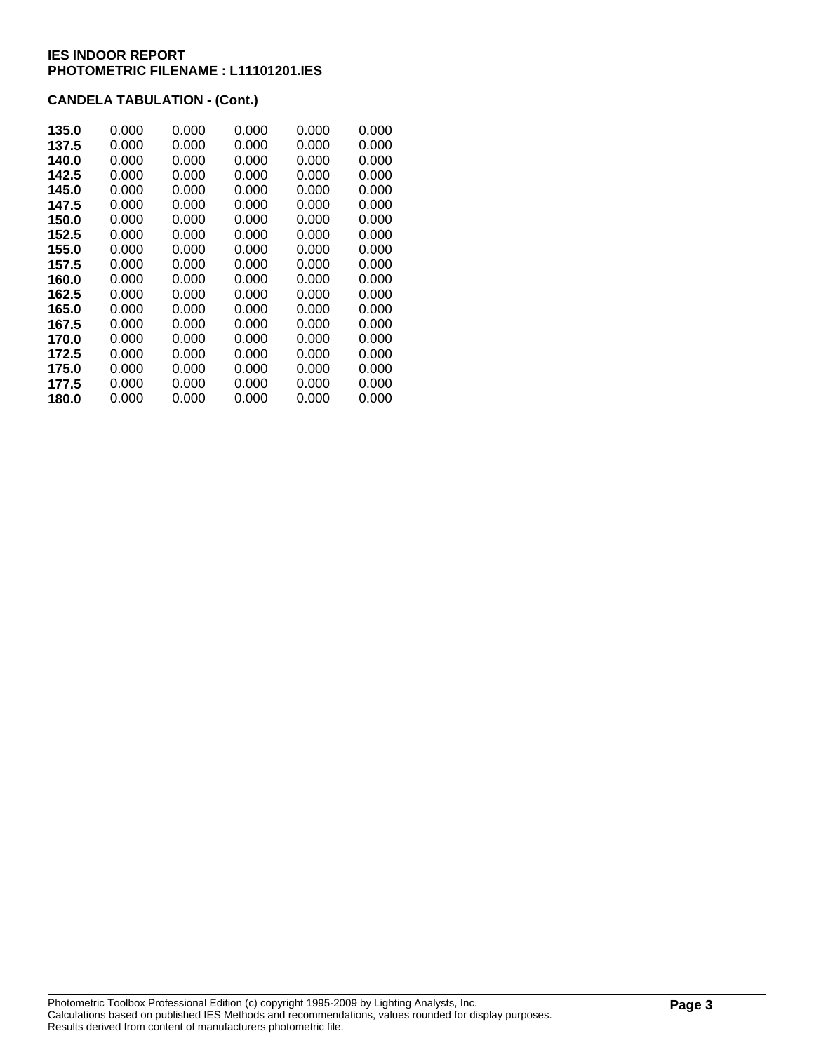**IES INDOOR REPORT**
**PHOTOMETRIC FILENAME : L11101201.IES**

**CANDELA TABULATION - (Cont.)**

| | | | | | |
|---|---|---|---|---|---|
| **135.0** | 0.000 | 0.000 | 0.000 | 0.000 | 0.000 |
| **137.5** | 0.000 | 0.000 | 0.000 | 0.000 | 0.000 |
| **140.0** | 0.000 | 0.000 | 0.000 | 0.000 | 0.000 |
| **142.5** | 0.000 | 0.000 | 0.000 | 0.000 | 0.000 |
| **145.0** | 0.000 | 0.000 | 0.000 | 0.000 | 0.000 |
| **147.5** | 0.000 | 0.000 | 0.000 | 0.000 | 0.000 |
| **150.0** | 0.000 | 0.000 | 0.000 | 0.000 | 0.000 |
| **152.5** | 0.000 | 0.000 | 0.000 | 0.000 | 0.000 |
| **155.0** | 0.000 | 0.000 | 0.000 | 0.000 | 0.000 |
| **157.5** | 0.000 | 0.000 | 0.000 | 0.000 | 0.000 |
| **160.0** | 0.000 | 0.000 | 0.000 | 0.000 | 0.000 |
| **162.5** | 0.000 | 0.000 | 0.000 | 0.000 | 0.000 |
| **165.0** | 0.000 | 0.000 | 0.000 | 0.000 | 0.000 |
| **167.5** | 0.000 | 0.000 | 0.000 | 0.000 | 0.000 |
| **170.0** | 0.000 | 0.000 | 0.000 | 0.000 | 0.000 |
| **172.5** | 0.000 | 0.000 | 0.000 | 0.000 | 0.000 |
| **175.0** | 0.000 | 0.000 | 0.000 | 0.000 | 0.000 |
| **177.5** | 0.000 | 0.000 | 0.000 | 0.000 | 0.000 |
| **180.0** | 0.000 | 0.000 | 0.000 | 0.000 | 0.000 |

Photometric Toolbox Professional Edition (c) copyright 1995-2009 by Lighting Analysts, Inc.
Calculations based on published IES Methods and recommendations, values rounded for display purposes.
Results derived from content of manufacturers photometric file.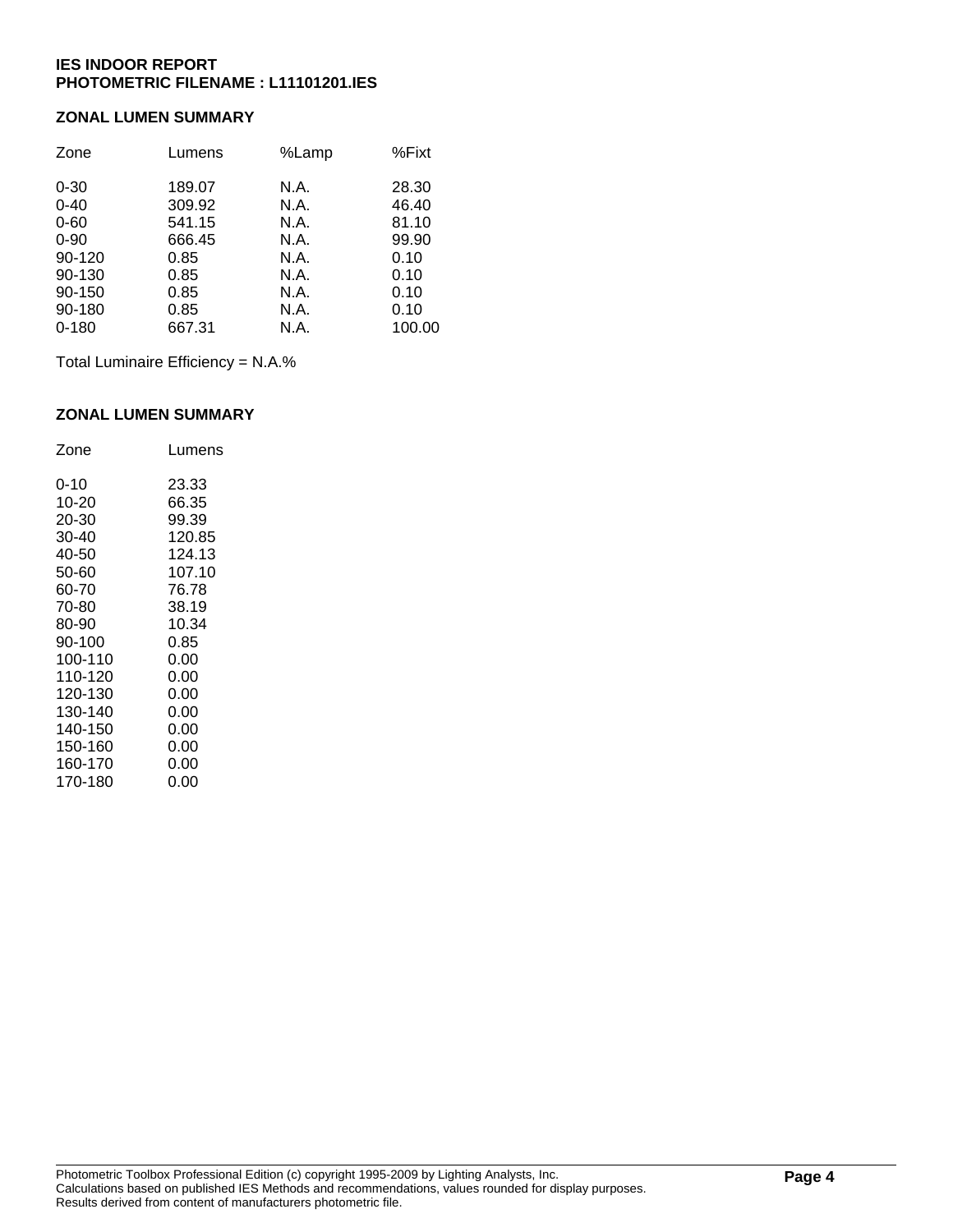**IES INDOOR REPORT**
**PHOTOMETRIC FILENAME : L11101201.IES**

## ZONAL LUMEN SUMMARY

| Zone | Lumens | %Lamp | %Fixt |
|---|---|---|---|
| 0-30 | 189.07 | N.A. | 28.30 |
| 0-40 | 309.92 | N.A. | 46.40 |
| 0-60 | 541.15 | N.A. | 81.10 |
| 0-90 | 666.45 | N.A. | 99.90 |
| 90-120 | 0.85 | N.A. | 0.10 |
| 90-130 | 0.85 | N.A. | 0.10 |
| 90-150 | 0.85 | N.A. | 0.10 |
| 90-180 | 0.85 | N.A. | 0.10 |
| 0-180 | 667.31 | N.A. | 100.00 |

Total Luminaire Efficiency = N.A.%

## ZONAL LUMEN SUMMARY

| Zone | Lumens |
|---|---|
| 0-10 | 23.33 |
| 10-20 | 66.35 |
| 20-30 | 99.39 |
| 30-40 | 120.85 |
| 40-50 | 124.13 |
| 50-60 | 107.10 |
| 60-70 | 76.78 |
| 70-80 | 38.19 |
| 80-90 | 10.34 |
| 90-100 | 0.85 |
| 100-110 | 0.00 |
| 110-120 | 0.00 |
| 120-130 | 0.00 |
| 130-140 | 0.00 |
| 140-150 | 0.00 |
| 150-160 | 0.00 |
| 160-170 | 0.00 |
| 170-180 | 0.00 |

Photometric Toolbox Professional Edition (c) copyright 1995-2009 by Lighting Analysts, Inc.
Calculations based on published IES Methods and recommendations, values rounded for display purposes.
Results derived from content of manufacturers photometric file.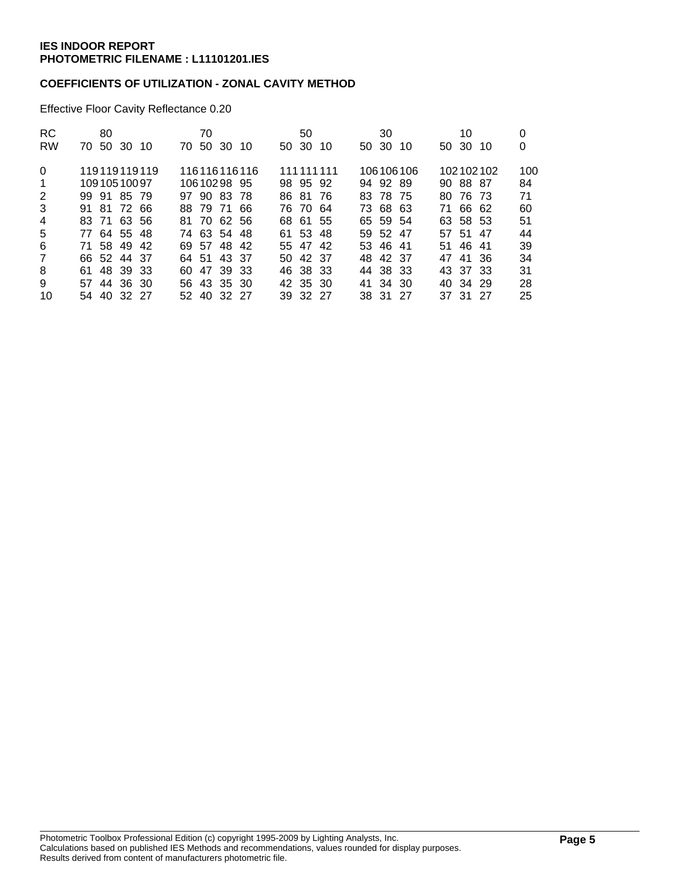**IES INDOOR REPORT**
**PHOTOMETRIC FILENAME : L11101201.IES**

**COEFFICIENTS OF UTILIZATION - ZONAL CAVITY METHOD**

Effective Floor Cavity Reflectance 0.20

| RC | 80 | | | | 70 | | | | 50 | | | 30 | | | 10 | | | 0 |
|---|---|---|---|---|---|---|---|---|---|---|---|---|---|---|---|---|---|---|
| RW | 70 | 50 | 30 | 10 | 70 | 50 | 30 | 10 | 50 | 30 | 10 | 50 | 30 | 10 | 50 | 30 | 10 | 0 |
| 0 | 119 | 119 | 119 | 119 | 116 | 116 | 116 | 116 | 111 | 111 | 111 | 106 | 106 | 106 | 102 | 102 | 102 | 100 |
| 1 | 109 | 105 | 100 | 97 | 106 | 102 | 98 | 95 | 98 | 95 | 92 | 94 | 92 | 89 | 90 | 88 | 87 | 84 |
| 2 | 99 | 91 | 85 | 79 | 97 | 90 | 83 | 78 | 86 | 81 | 76 | 83 | 78 | 75 | 80 | 76 | 73 | 71 |
| 3 | 91 | 81 | 72 | 66 | 88 | 79 | 71 | 66 | 76 | 70 | 64 | 73 | 68 | 63 | 71 | 66 | 62 | 60 |
| 4 | 83 | 71 | 63 | 56 | 81 | 70 | 62 | 56 | 68 | 61 | 55 | 65 | 59 | 54 | 63 | 58 | 53 | 51 |
| 5 | 77 | 64 | 55 | 48 | 74 | 63 | 54 | 48 | 61 | 53 | 48 | 59 | 52 | 47 | 57 | 51 | 47 | 44 |
| 6 | 71 | 58 | 49 | 42 | 69 | 57 | 48 | 42 | 55 | 47 | 42 | 53 | 46 | 41 | 51 | 46 | 41 | 39 |
| 7 | 66 | 52 | 44 | 37 | 64 | 51 | 43 | 37 | 50 | 42 | 37 | 48 | 42 | 37 | 47 | 41 | 36 | 34 |
| 8 | 61 | 48 | 39 | 33 | 60 | 47 | 39 | 33 | 46 | 38 | 33 | 44 | 38 | 33 | 43 | 37 | 33 | 31 |
| 9 | 57 | 44 | 36 | 30 | 56 | 43 | 35 | 30 | 42 | 35 | 30 | 41 | 34 | 30 | 40 | 34 | 29 | 28 |
| 10 | 54 | 40 | 32 | 27 | 52 | 40 | 32 | 27 | 39 | 32 | 27 | 38 | 31 | 27 | 37 | 31 | 27 | 25 |

Photometric Toolbox Professional Edition (c) copyright 1995-2009 by Lighting Analysts, Inc.
Calculations based on published IES Methods and recommendations, values rounded for display purposes.
Results derived from content of manufacturers photometric file.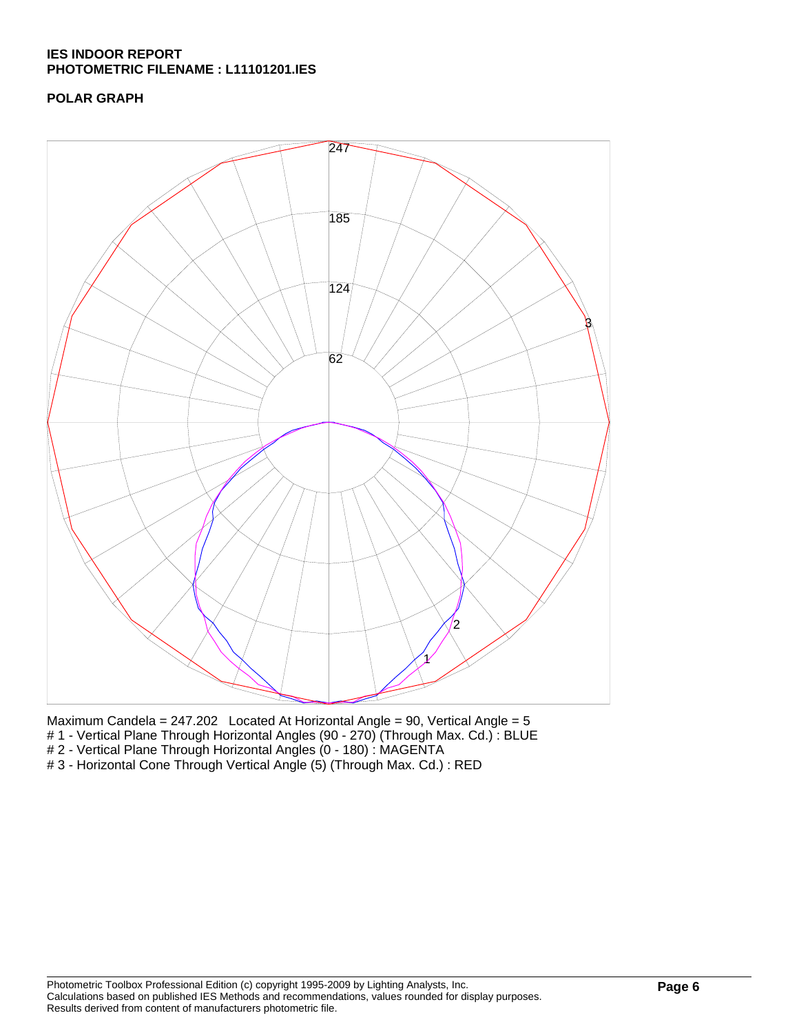**IES INDOOR REPORT**
**PHOTOMETRIC FILENAME : L11101201.IES**

**POLAR GRAPH**

Maximum Candela = 247.202 Located At Horizontal Angle = 90, Vertical Angle = 5
# 1 - Vertical Plane Through Horizontal Angles (90 - 270) (Through Max. Cd.) : BLUE
# 2 - Vertical Plane Through Horizontal Angles (0 - 180) : MAGENTA
# 3 - Horizontal Cone Through Vertical Angle (5) (Through Max. Cd.) : RED

Photometric Toolbox Professional Edition (c) copyright 1995-2009 by Lighting Analysts, Inc.
Calculations based on published IES Methods and recommendations, values rounded for display purposes.
Results derived from content of manufacturers photometric file.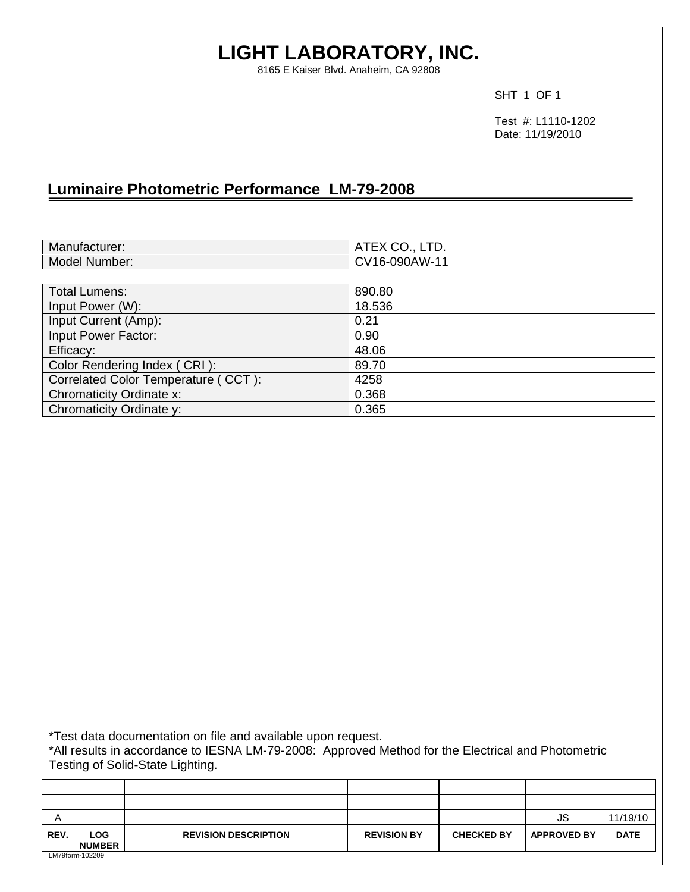# LIGHT LABORATORY, INC.

8165 E Kaiser Blvd. Anaheim, CA 92808

SHT 1 OF 1

Test #: L1110-1202
Date: 11/19/2010

## Luminaire Photometric Performance LM-79-2008

| Manufacturer: | ATEX CO., LTD. |
|---|---|
| Model Number: | CV16-090AW-11 |

| Total Lumens: | 890.80 |
|---|---|
| Input Power (W): | 18.536 |
| Input Current (Amp): | 0.21 |
| Input Power Factor: | 0.90 |
| Efficacy: | 48.06 |
| Color Rendering Index ( CRI ): | 89.70 |
| Correlated Color Temperature ( CCT ): | 4258 |
| Chromaticity Ordinate x: | 0.368 |
| Chromaticity Ordinate y: | 0.365 |

*Test data documentation on file and available upon request.
*All results in accordance to IESNA LM-79-2008: Approved Method for the Electrical and Photometric Testing of Solid-State Lighting.

| REV. | LOG NUMBER | REVISION DESCRIPTION | REVISION BY | CHECKED BY | APPROVED BY | DATE |
|---|---|---|---|---|---|---|
| | | | | | | |
| | | | | | | |
| A | | | | | JS | 11/19/10 |

LM79form-102209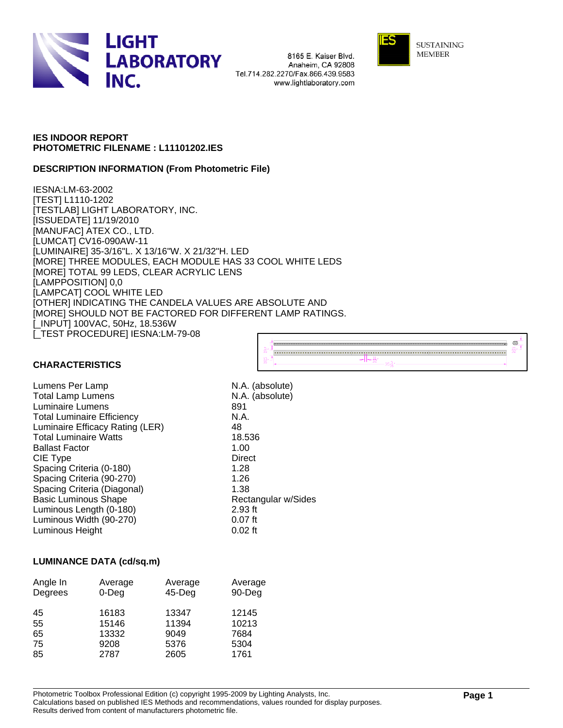**IES INDOOR REPORT**
**PHOTOMETRIC FILENAME : L11101202.IES**

## DESCRIPTION INFORMATION (From Photometric File)

IESNA:LM-63-2002
[TEST] L1110-1202
[TESTLAB] LIGHT LABORATORY, INC.
[ISSUEDATE] 11/19/2010
[MANUFAC] ATEX CO., LTD.
[LUMCAT] CV16-090AW-11
[LUMINAIRE] 35-3/16"L. X 13/16"W. X 21/32"H. LED
[MORE] THREE MODULES, EACH MODULE HAS 33 COOL WHITE LEDS
[MORE] TOTAL 99 LEDS, CLEAR ACRYLIC LENS
[LAMPPOSITION] 0,0
[LAMPCAT] COOL WHITE LED
[OTHER] INDICATING THE CANDELA VALUES ARE ABSOLUTE AND
[MORE] SHOULD NOT BE FACTORED FOR DIFFERENT LAMP RATINGS.
[_INPUT] 100VAC, 50Hz, 18.536W
[_TEST PROCEDURE] IESNA:LM-79-08

## CHARACTERISTICS

| | |
|---|---|
| Lumens Per Lamp | N.A. (absolute) |
| Total Lamp Lumens | N.A. (absolute) |
| Luminaire Lumens | 891 |
| Total Luminaire Efficiency | N.A. |
| Luminaire Efficacy Rating (LER) | 48 |
| Total Luminaire Watts | 18.536 |
| Ballast Factor | 1.00 |
| CIE Type | Direct |
| Spacing Criteria (0-180) | 1.28 |
| Spacing Criteria (90-270) | 1.26 |
| Spacing Criteria (Diagonal) | 1.38 |
| Basic Luminous Shape | Rectangular w/Sides |
| Luminous Length (0-180) | 2.93 ft |
| Luminous Width (90-270) | 0.07 ft |
| Luminous Height | 0.02 ft |

## LUMINANCE DATA (cd/sq.m)

| Angle In Degrees | Average 0-Deg | Average 45-Deg | Average 90-Deg |
|---|---|---|---|
| 45 | 16183 | 13347 | 12145 |
| 55 | 15146 | 11394 | 10213 |
| 65 | 13332 | 9049 | 7684 |
| 75 | 9208 | 5376 | 5304 |
| 85 | 2787 | 2605 | 1761 |

Photometric Toolbox Professional Edition (c) copyright 1995-2009 by Lighting Analysts, Inc.
Calculations based on published IES Methods and recommendations, values rounded for display purposes.
Results derived from content of manufacturers photometric file.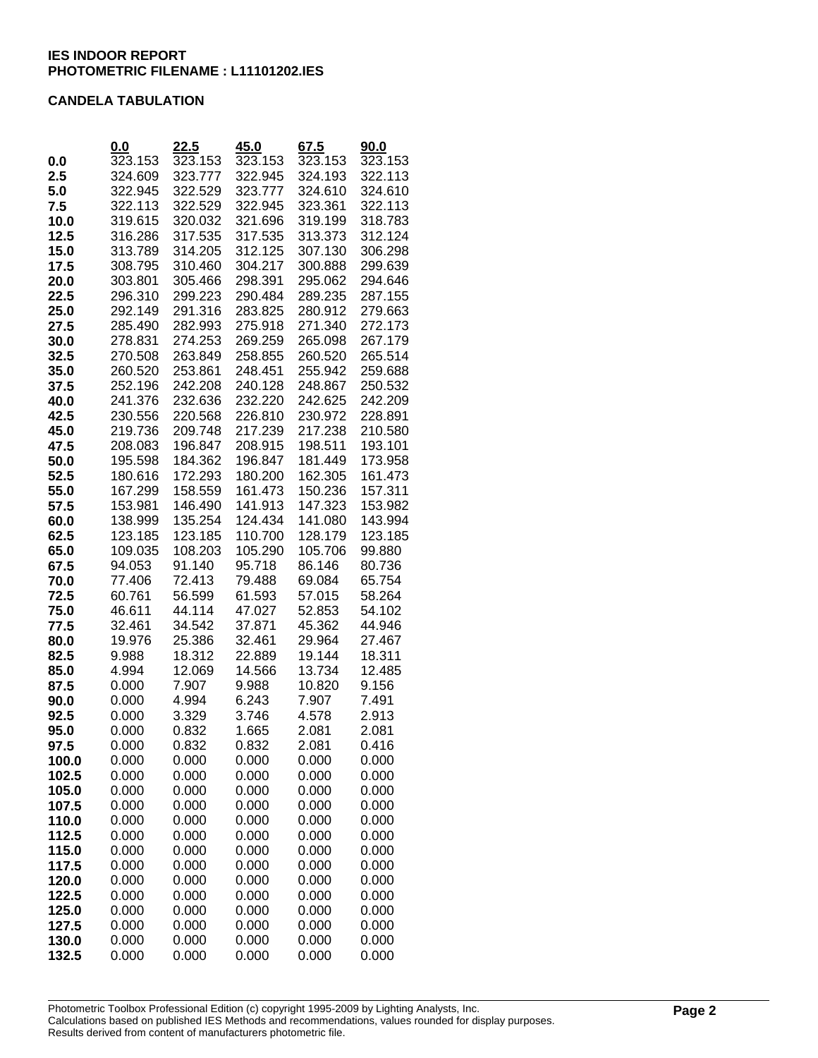**IES INDOOR REPORT**
**PHOTOMETRIC FILENAME : L11101202.IES**

**CANDELA TABULATION**

| | 0.0 | 22.5 | 45.0 | 67.5 | 90.0 |
|---|---|---|---|---|---|
| **0.0** | 323.153 | 323.153 | 323.153 | 323.153 | 323.153 |
| **2.5** | 324.609 | 323.777 | 322.945 | 324.193 | 322.113 |
| **5.0** | 322.945 | 322.529 | 323.777 | 324.610 | 324.610 |
| **7.5** | 322.113 | 322.529 | 322.945 | 323.361 | 322.113 |
| **10.0** | 319.615 | 320.032 | 321.696 | 319.199 | 318.783 |
| **12.5** | 316.286 | 317.535 | 317.535 | 313.373 | 312.124 |
| **15.0** | 313.789 | 314.205 | 312.125 | 307.130 | 306.298 |
| **17.5** | 308.795 | 310.460 | 304.217 | 300.888 | 299.639 |
| **20.0** | 303.801 | 305.466 | 298.391 | 295.062 | 294.646 |
| **22.5** | 296.310 | 299.223 | 290.484 | 289.235 | 287.155 |
| **25.0** | 292.149 | 291.316 | 283.825 | 280.912 | 279.663 |
| **27.5** | 285.490 | 282.993 | 275.918 | 271.340 | 272.173 |
| **30.0** | 278.831 | 274.253 | 269.259 | 265.098 | 267.179 |
| **32.5** | 270.508 | 263.849 | 258.855 | 260.520 | 265.514 |
| **35.0** | 260.520 | 253.861 | 248.451 | 255.942 | 259.688 |
| **37.5** | 252.196 | 242.208 | 240.128 | 248.867 | 250.532 |
| **40.0** | 241.376 | 232.636 | 232.220 | 242.625 | 242.209 |
| **42.5** | 230.556 | 220.568 | 226.810 | 230.972 | 228.891 |
| **45.0** | 219.736 | 209.748 | 217.239 | 217.238 | 210.580 |
| **47.5** | 208.083 | 196.847 | 208.915 | 198.511 | 193.101 |
| **50.0** | 195.598 | 184.362 | 196.847 | 181.449 | 173.958 |
| **52.5** | 180.616 | 172.293 | 180.200 | 162.305 | 161.473 |
| **55.0** | 167.299 | 158.559 | 161.473 | 150.236 | 157.311 |
| **57.5** | 153.981 | 146.490 | 141.913 | 147.323 | 153.982 |
| **60.0** | 138.999 | 135.254 | 124.434 | 141.080 | 143.994 |
| **62.5** | 123.185 | 123.185 | 110.700 | 128.179 | 123.185 |
| **65.0** | 109.035 | 108.203 | 105.290 | 105.706 | 99.880 |
| **67.5** | 94.053 | 91.140 | 95.718 | 86.146 | 80.736 |
| **70.0** | 77.406 | 72.413 | 79.488 | 69.084 | 65.754 |
| **72.5** | 60.761 | 56.599 | 61.593 | 57.015 | 58.264 |
| **75.0** | 46.611 | 44.114 | 47.027 | 52.853 | 54.102 |
| **77.5** | 32.461 | 34.542 | 37.871 | 45.362 | 44.946 |
| **80.0** | 19.976 | 25.386 | 32.461 | 29.964 | 27.467 |
| **82.5** | 9.988 | 18.312 | 22.889 | 19.144 | 18.311 |
| **85.0** | 4.994 | 12.069 | 14.566 | 13.734 | 12.485 |
| **87.5** | 0.000 | 7.907 | 9.988 | 10.820 | 9.156 |
| **90.0** | 0.000 | 4.994 | 6.243 | 7.907 | 7.491 |
| **92.5** | 0.000 | 3.329 | 3.746 | 4.578 | 2.913 |
| **95.0** | 0.000 | 0.832 | 1.665 | 2.081 | 2.081 |
| **97.5** | 0.000 | 0.832 | 0.832 | 2.081 | 0.416 |
| **100.0** | 0.000 | 0.000 | 0.000 | 0.000 | 0.000 |
| **102.5** | 0.000 | 0.000 | 0.000 | 0.000 | 0.000 |
| **105.0** | 0.000 | 0.000 | 0.000 | 0.000 | 0.000 |
| **107.5** | 0.000 | 0.000 | 0.000 | 0.000 | 0.000 |
| **110.0** | 0.000 | 0.000 | 0.000 | 0.000 | 0.000 |
| **112.5** | 0.000 | 0.000 | 0.000 | 0.000 | 0.000 |
| **115.0** | 0.000 | 0.000 | 0.000 | 0.000 | 0.000 |
| **117.5** | 0.000 | 0.000 | 0.000 | 0.000 | 0.000 |
| **120.0** | 0.000 | 0.000 | 0.000 | 0.000 | 0.000 |
| **122.5** | 0.000 | 0.000 | 0.000 | 0.000 | 0.000 |
| **125.0** | 0.000 | 0.000 | 0.000 | 0.000 | 0.000 |
| **127.5** | 0.000 | 0.000 | 0.000 | 0.000 | 0.000 |
| **130.0** | 0.000 | 0.000 | 0.000 | 0.000 | 0.000 |
| **132.5** | 0.000 | 0.000 | 0.000 | 0.000 | 0.000 |

Photometric Toolbox Professional Edition (c) copyright 1995-2009 by Lighting Analysts, Inc.
Calculations based on published IES Methods and recommendations, values rounded for display purposes.
Results derived from content of manufacturers photometric file.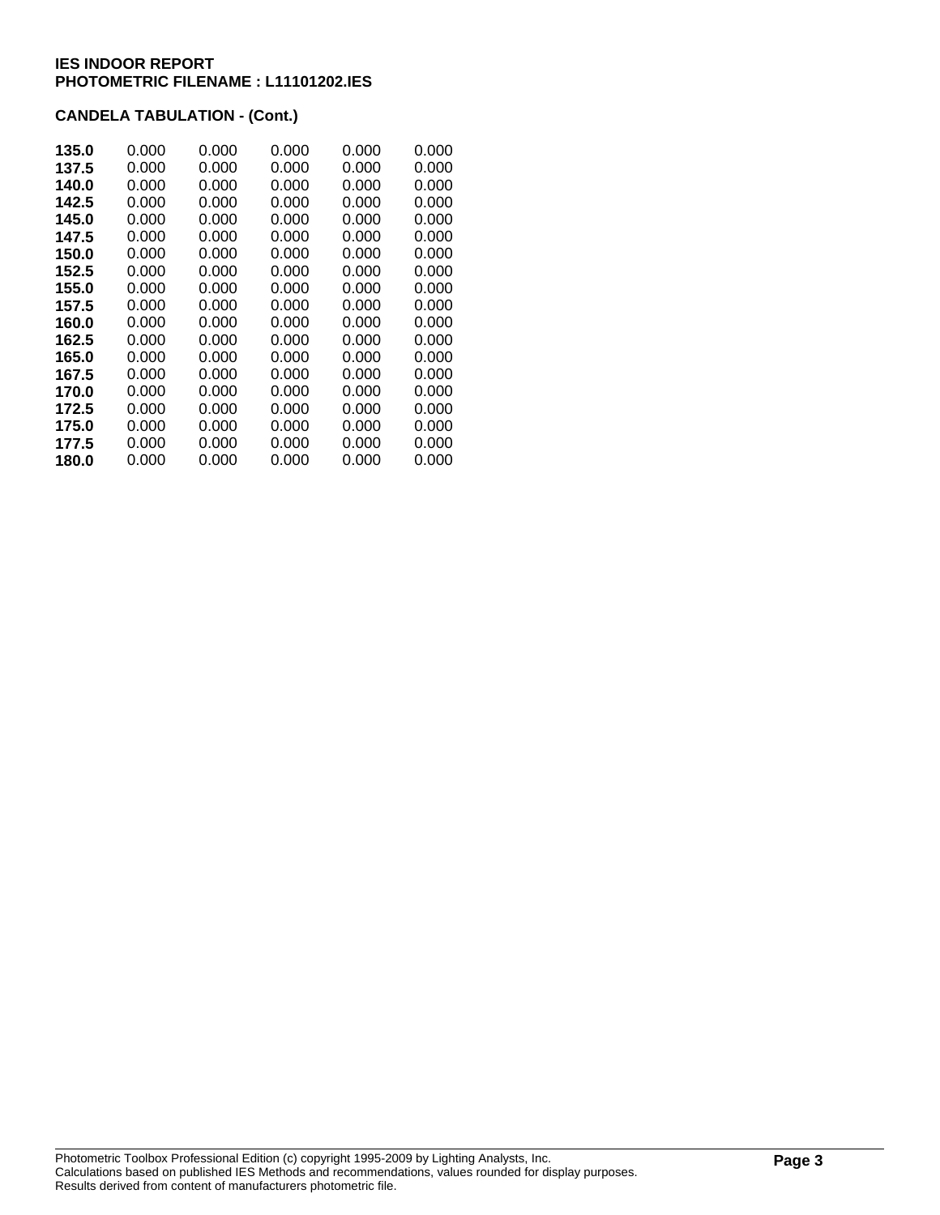**IES INDOOR REPORT**
**PHOTOMETRIC FILENAME : L11101202.IES**

**CANDELA TABULATION - (Cont.)**

| | | | | | |
|---|---|---|---|---|---|
| **135.0** | 0.000 | 0.000 | 0.000 | 0.000 | 0.000 |
| **137.5** | 0.000 | 0.000 | 0.000 | 0.000 | 0.000 |
| **140.0** | 0.000 | 0.000 | 0.000 | 0.000 | 0.000 |
| **142.5** | 0.000 | 0.000 | 0.000 | 0.000 | 0.000 |
| **145.0** | 0.000 | 0.000 | 0.000 | 0.000 | 0.000 |
| **147.5** | 0.000 | 0.000 | 0.000 | 0.000 | 0.000 |
| **150.0** | 0.000 | 0.000 | 0.000 | 0.000 | 0.000 |
| **152.5** | 0.000 | 0.000 | 0.000 | 0.000 | 0.000 |
| **155.0** | 0.000 | 0.000 | 0.000 | 0.000 | 0.000 |
| **157.5** | 0.000 | 0.000 | 0.000 | 0.000 | 0.000 |
| **160.0** | 0.000 | 0.000 | 0.000 | 0.000 | 0.000 |
| **162.5** | 0.000 | 0.000 | 0.000 | 0.000 | 0.000 |
| **165.0** | 0.000 | 0.000 | 0.000 | 0.000 | 0.000 |
| **167.5** | 0.000 | 0.000 | 0.000 | 0.000 | 0.000 |
| **170.0** | 0.000 | 0.000 | 0.000 | 0.000 | 0.000 |
| **172.5** | 0.000 | 0.000 | 0.000 | 0.000 | 0.000 |
| **175.0** | 0.000 | 0.000 | 0.000 | 0.000 | 0.000 |
| **177.5** | 0.000 | 0.000 | 0.000 | 0.000 | 0.000 |
| **180.0** | 0.000 | 0.000 | 0.000 | 0.000 | 0.000 |

Photometric Toolbox Professional Edition (c) copyright 1995-2009 by Lighting Analysts, Inc.
Calculations based on published IES Methods and recommendations, values rounded for display purposes.
Results derived from content of manufacturers photometric file.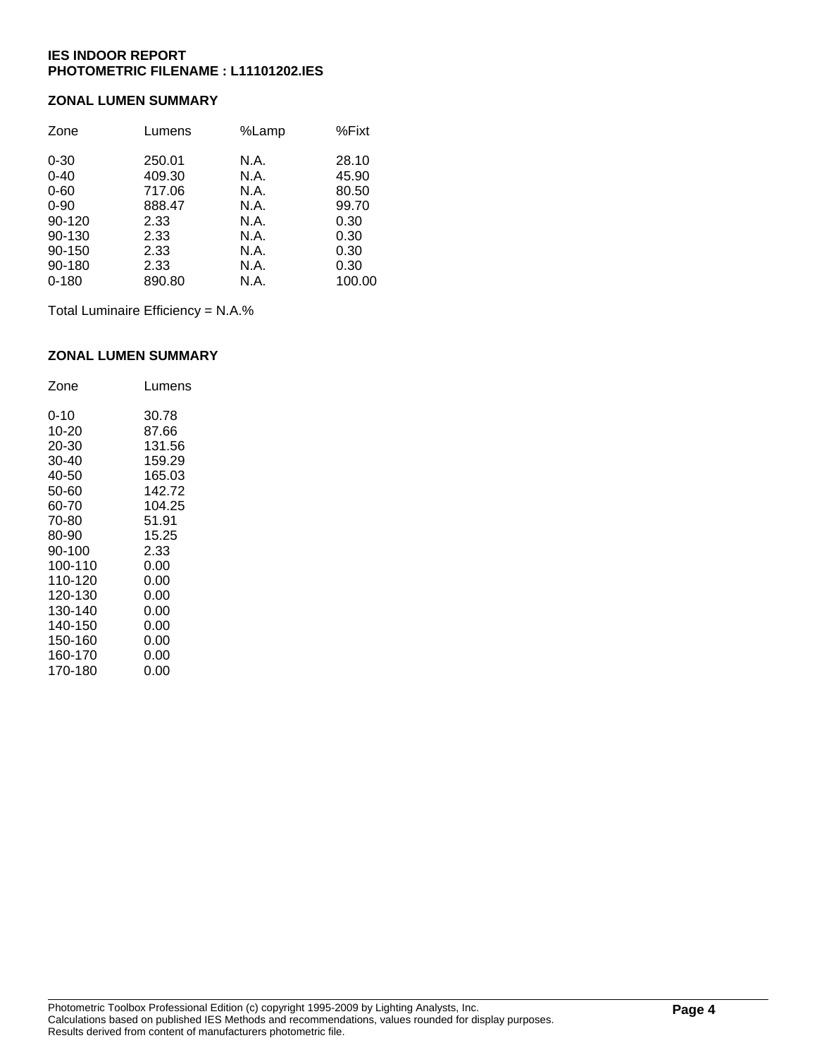**IES INDOOR REPORT**
**PHOTOMETRIC FILENAME : L11101202.IES**

## ZONAL LUMEN SUMMARY

| Zone | Lumens | %Lamp | %Fixt |
|---|---|---|---|
| 0-30 | 250.01 | N.A. | 28.10 |
| 0-40 | 409.30 | N.A. | 45.90 |
| 0-60 | 717.06 | N.A. | 80.50 |
| 0-90 | 888.47 | N.A. | 99.70 |
| 90-120 | 2.33 | N.A. | 0.30 |
| 90-130 | 2.33 | N.A. | 0.30 |
| 90-150 | 2.33 | N.A. | 0.30 |
| 90-180 | 2.33 | N.A. | 0.30 |
| 0-180 | 890.80 | N.A. | 100.00 |

Total Luminaire Efficiency = N.A.%

## ZONAL LUMEN SUMMARY

| Zone | Lumens |
|---|---|
| 0-10 | 30.78 |
| 10-20 | 87.66 |
| 20-30 | 131.56 |
| 30-40 | 159.29 |
| 40-50 | 165.03 |
| 50-60 | 142.72 |
| 60-70 | 104.25 |
| 70-80 | 51.91 |
| 80-90 | 15.25 |
| 90-100 | 2.33 |
| 100-110 | 0.00 |
| 110-120 | 0.00 |
| 120-130 | 0.00 |
| 130-140 | 0.00 |
| 140-150 | 0.00 |
| 150-160 | 0.00 |
| 160-170 | 0.00 |
| 170-180 | 0.00 |

Photometric Toolbox Professional Edition (c) copyright 1995-2009 by Lighting Analysts, Inc.
Calculations based on published IES Methods and recommendations, values rounded for display purposes.
Results derived from content of manufacturers photometric file.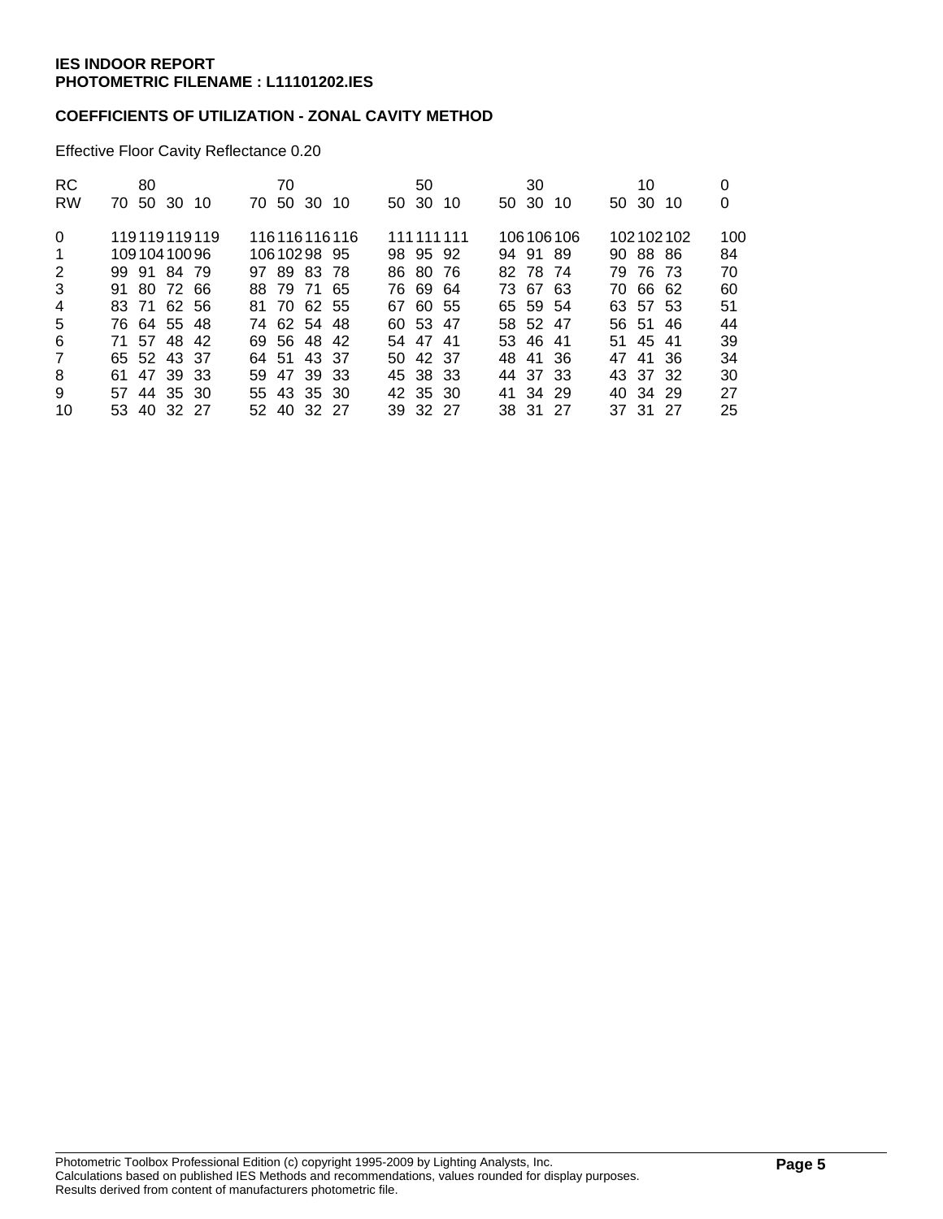**IES INDOOR REPORT**
**PHOTOMETRIC FILENAME : L11101202.IES**

**COEFFICIENTS OF UTILIZATION - ZONAL CAVITY METHOD**

Effective Floor Cavity Reflectance 0.20

| RC | 80 | | | | 70 | | | | 50 | | | 30 | | | 10 | | | 0 |
|---|---|---|---|---|---|---|---|---|---|---|---|---|---|---|---|---|---|---|
| RW | 70 | 50 | 30 | 10 | 70 | 50 | 30 | 10 | 50 | 30 | 10 | 50 | 30 | 10 | 50 | 30 | 10 | 0 |
| 0 | 119 | 119 | 119 | 119 | 116 | 116 | 116 | 116 | 111 | 111 | 111 | 106 | 106 | 106 | 102 | 102 | 102 | 100 |
| 1 | 109 | 104 | 100 | 96 | 106 | 102 | 98 | 95 | 98 | 95 | 92 | 94 | 91 | 89 | 90 | 88 | 86 | 84 |
| 2 | 99 | 91 | 84 | 79 | 97 | 89 | 83 | 78 | 86 | 80 | 76 | 82 | 78 | 74 | 79 | 76 | 73 | 70 |
| 3 | 91 | 80 | 72 | 66 | 88 | 79 | 71 | 65 | 76 | 69 | 64 | 73 | 67 | 63 | 70 | 66 | 62 | 60 |
| 4 | 83 | 71 | 62 | 56 | 81 | 70 | 62 | 55 | 67 | 60 | 55 | 65 | 59 | 54 | 63 | 57 | 53 | 51 |
| 5 | 76 | 64 | 55 | 48 | 74 | 62 | 54 | 48 | 60 | 53 | 47 | 58 | 52 | 47 | 56 | 51 | 46 | 44 |
| 6 | 71 | 57 | 48 | 42 | 69 | 56 | 48 | 42 | 54 | 47 | 41 | 53 | 46 | 41 | 51 | 45 | 41 | 39 |
| 7 | 65 | 52 | 43 | 37 | 64 | 51 | 43 | 37 | 50 | 42 | 37 | 48 | 41 | 36 | 47 | 41 | 36 | 34 |
| 8 | 61 | 47 | 39 | 33 | 59 | 47 | 39 | 33 | 45 | 38 | 33 | 44 | 37 | 33 | 43 | 37 | 32 | 30 |
| 9 | 57 | 44 | 35 | 30 | 55 | 43 | 35 | 30 | 42 | 35 | 30 | 41 | 34 | 29 | 40 | 34 | 29 | 27 |
| 10 | 53 | 40 | 32 | 27 | 52 | 40 | 32 | 27 | 39 | 32 | 27 | 38 | 31 | 27 | 37 | 31 | 27 | 25 |

Photometric Toolbox Professional Edition (c) copyright 1995-2009 by Lighting Analysts, Inc.
Calculations based on published IES Methods and recommendations, values rounded for display purposes.
Results derived from content of manufacturers photometric file.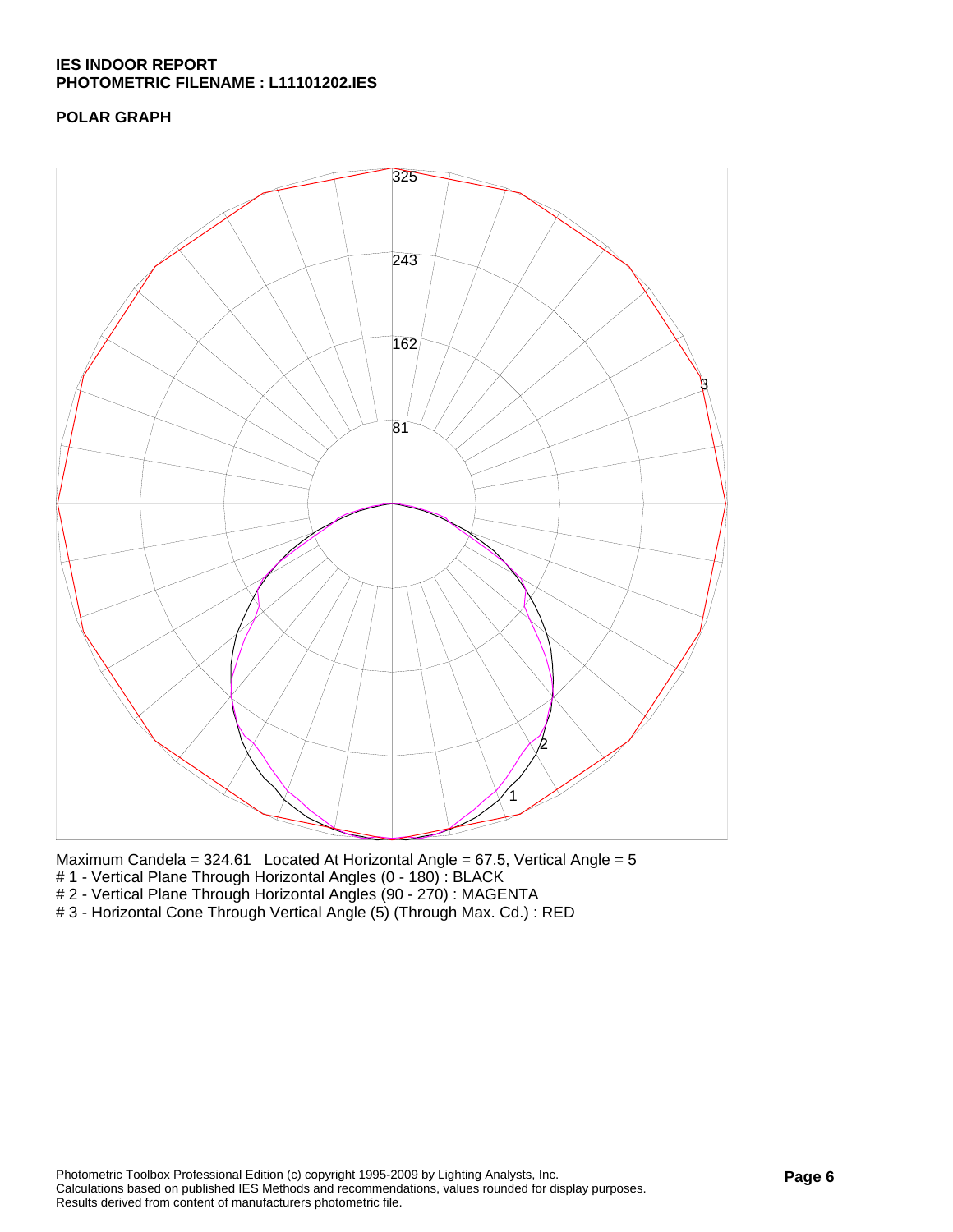**IES INDOOR REPORT**
**PHOTOMETRIC FILENAME : L11101202.IES**

**POLAR GRAPH**

325

243

162

81

3

2

1

Maximum Candela = 324.61 Located At Horizontal Angle = 67.5, Vertical Angle = 5
# 1 - Vertical Plane Through Horizontal Angles (0 - 180) : BLACK
# 2 - Vertical Plane Through Horizontal Angles (90 - 270) : MAGENTA
# 3 - Horizontal Cone Through Vertical Angle (5) (Through Max. Cd.) : RED

Photometric Toolbox Professional Edition (c) copyright 1995-2009 by Lighting Analysts, Inc.
Calculations based on published IES Methods and recommendations, values rounded for display purposes.
Results derived from content of manufacturers photometric file.